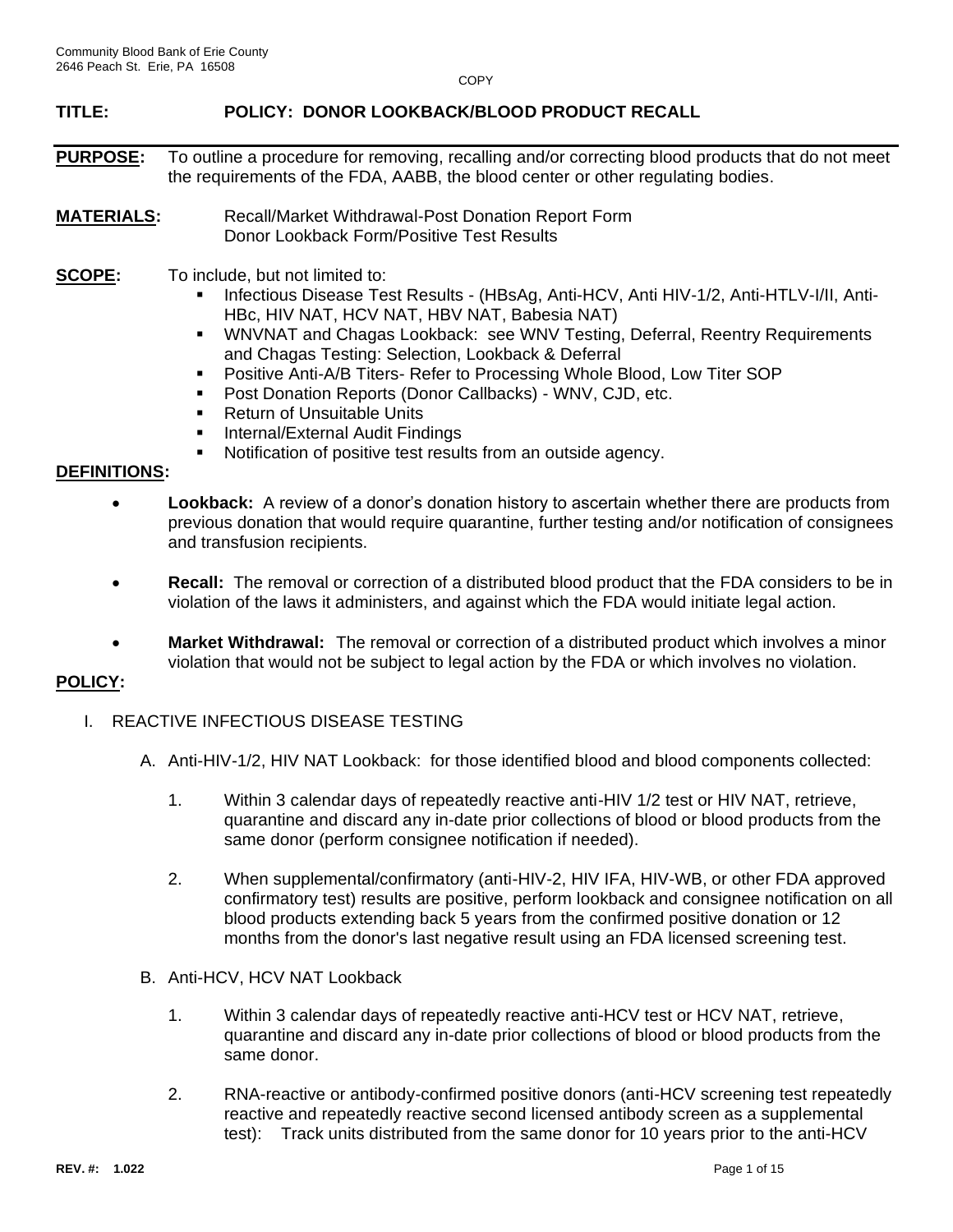Community Blood Bank of Erie County
2646 Peach St. Erie, PA 16508

COPY

**TITLE:** **POLICY: DONOR LOOKBACK/BLOOD PRODUCT RECALL**

**PURPOSE:** To outline a procedure for removing, recalling and/or correcting blood products that do not meet the requirements of the FDA, AABB, the blood center or other regulating bodies.

**MATERIALS:** Recall/Market Withdrawal-Post Donation Report Form
Donor Lookback Form/Positive Test Results

**SCOPE:** To include, but not limited to:

- Infectious Disease Test Results - (HBsAg, Anti-HCV, Anti HIV-1/2, Anti-HTLV-I/II, Anti-HBc, HIV NAT, HCV NAT, HBV NAT, Babesia NAT)
- WNVNAT and Chagas Lookback: see WNV Testing, Deferral, Reentry Requirements and Chagas Testing: Selection, Lookback & Deferral
- Positive Anti-A/B Titers- Refer to Processing Whole Blood, Low Titer SOP
- Post Donation Reports (Donor Callbacks) - WNV, CJD, etc.
- Return of Unsuitable Units
- Internal/External Audit Findings
- Notification of positive test results from an outside agency.

**DEFINITIONS:**

- **Lookback:** A review of a donor's donation history to ascertain whether there are products from previous donation that would require quarantine, further testing and/or notification of consignees and transfusion recipients.
- **Recall:** The removal or correction of a distributed blood product that the FDA considers to be in violation of the laws it administers, and against which the FDA would initiate legal action.
- **Market Withdrawal:** The removal or correction of a distributed product which involves a minor violation that would not be subject to legal action by the FDA or which involves no violation.

**POLICY:**

I. REACTIVE INFECTIOUS DISEASE TESTING

A. Anti-HIV-1/2, HIV NAT Lookback: for those identified blood and blood components collected:

1. Within 3 calendar days of repeatedly reactive anti-HIV 1/2 test or HIV NAT, retrieve, quarantine and discard any in-date prior collections of blood or blood products from the same donor (perform consignee notification if needed).
2. When supplemental/confirmatory (anti-HIV-2, HIV IFA, HIV-WB, or other FDA approved confirmatory test) results are positive, perform lookback and consignee notification on all blood products extending back 5 years from the confirmed positive donation or 12 months from the donor's last negative result using an FDA licensed screening test.

B. Anti-HCV, HCV NAT Lookback

1. Within 3 calendar days of repeatedly reactive anti-HCV test or HCV NAT, retrieve, quarantine and discard any in-date prior collections of blood or blood products from the same donor.
2. RNA-reactive or antibody-confirmed positive donors (anti-HCV screening test repeatedly reactive and repeatedly reactive second licensed antibody screen as a supplemental test): Track units distributed from the same donor for 10 years prior to the anti-HCV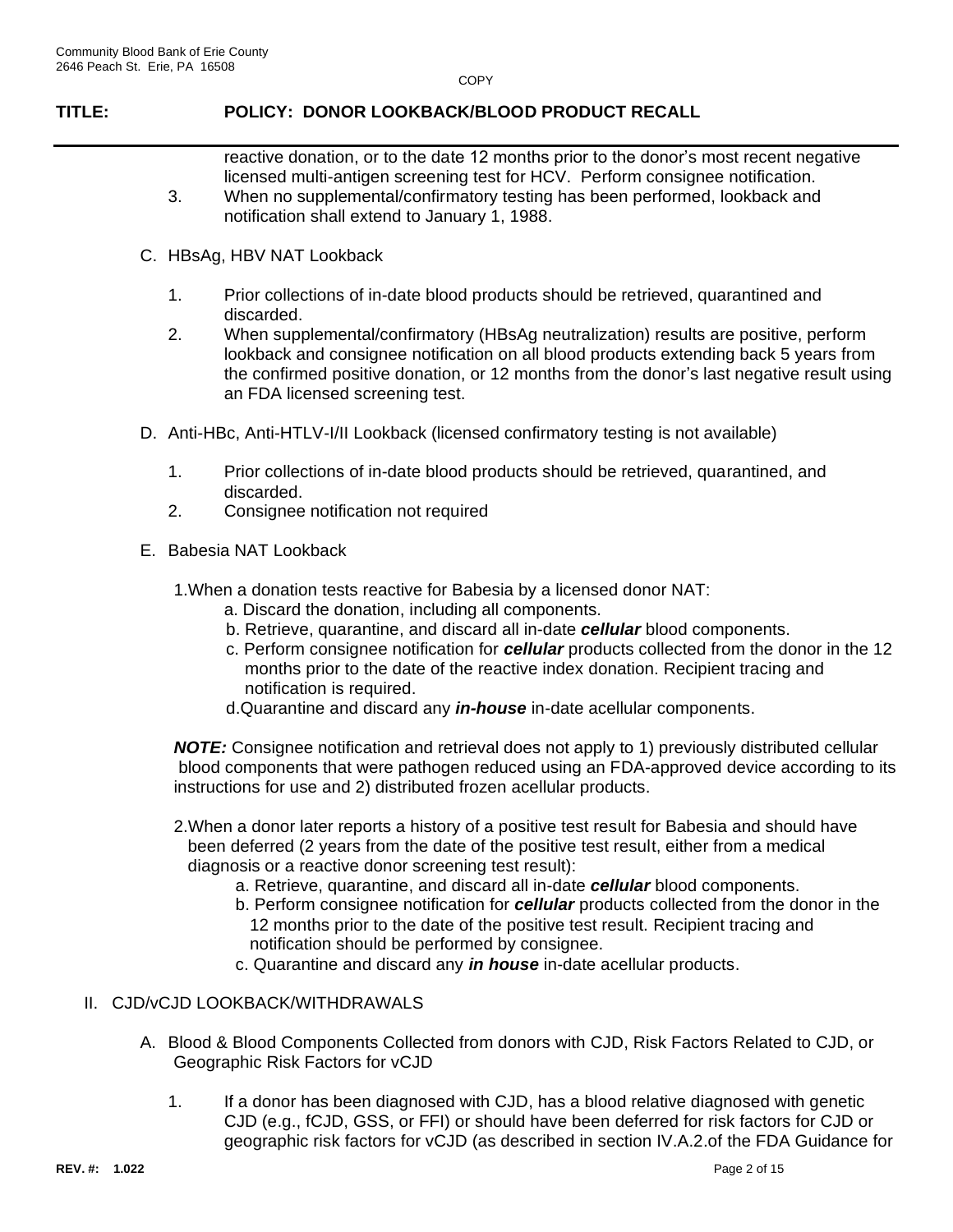reactive donation, or to the date 12 months prior to the donor's most recent negative licensed multi-antigen screening test for HCV. Perform consignee notification.

3. When no supplemental/confirmatory testing has been performed, lookback and notification shall extend to January 1, 1988.

C. HBsAg, HBV NAT Lookback

1. Prior collections of in-date blood products should be retrieved, quarantined and discarded.
2. When supplemental/confirmatory (HBsAg neutralization) results are positive, perform lookback and consignee notification on all blood products extending back 5 years from the confirmed positive donation, or 12 months from the donor's last negative result using an FDA licensed screening test.

D. Anti-HBc, Anti-HTLV-I/II Lookback (licensed confirmatory testing is not available)

1. Prior collections of in-date blood products should be retrieved, quarantined, and discarded.
2. Consignee notification not required

E. Babesia NAT Lookback

1. When a donation tests reactive for Babesia by a licensed donor NAT:
   a. Discard the donation, including all components.
   b. Retrieve, quarantine, and discard all in-date ***cellular*** blood components.
   c. Perform consignee notification for ***cellular*** products collected from the donor in the 12 months prior to the date of the reactive index donation. Recipient tracing and notification is required.
   d. Quarantine and discard any ***in-house*** in-date acellular components.

***NOTE:*** Consignee notification and retrieval does not apply to 1) previously distributed cellular blood components that were pathogen reduced using an FDA-approved device according to its instructions for use and 2) distributed frozen acellular products.

2. When a donor later reports a history of a positive test result for Babesia and should have been deferred (2 years from the date of the positive test result, either from a medical diagnosis or a reactive donor screening test result):
   a. Retrieve, quarantine, and discard all in-date ***cellular*** blood components.
   b. Perform consignee notification for ***cellular*** products collected from the donor in the 12 months prior to the date of the positive test result. Recipient tracing and notification should be performed by consignee.
   c. Quarantine and discard any ***in house*** in-date acellular products.

II. CJD/vCJD LOOKBACK/WITHDRAWALS

A. Blood & Blood Components Collected from donors with CJD, Risk Factors Related to CJD, or Geographic Risk Factors for vCJD

1. If a donor has been diagnosed with CJD, has a blood relative diagnosed with genetic CJD (e.g., fCJD, GSS, or FFI) or should have been deferred for risk factors for CJD or geographic risk factors for vCJD (as described in section IV.A.2.of the FDA Guidance for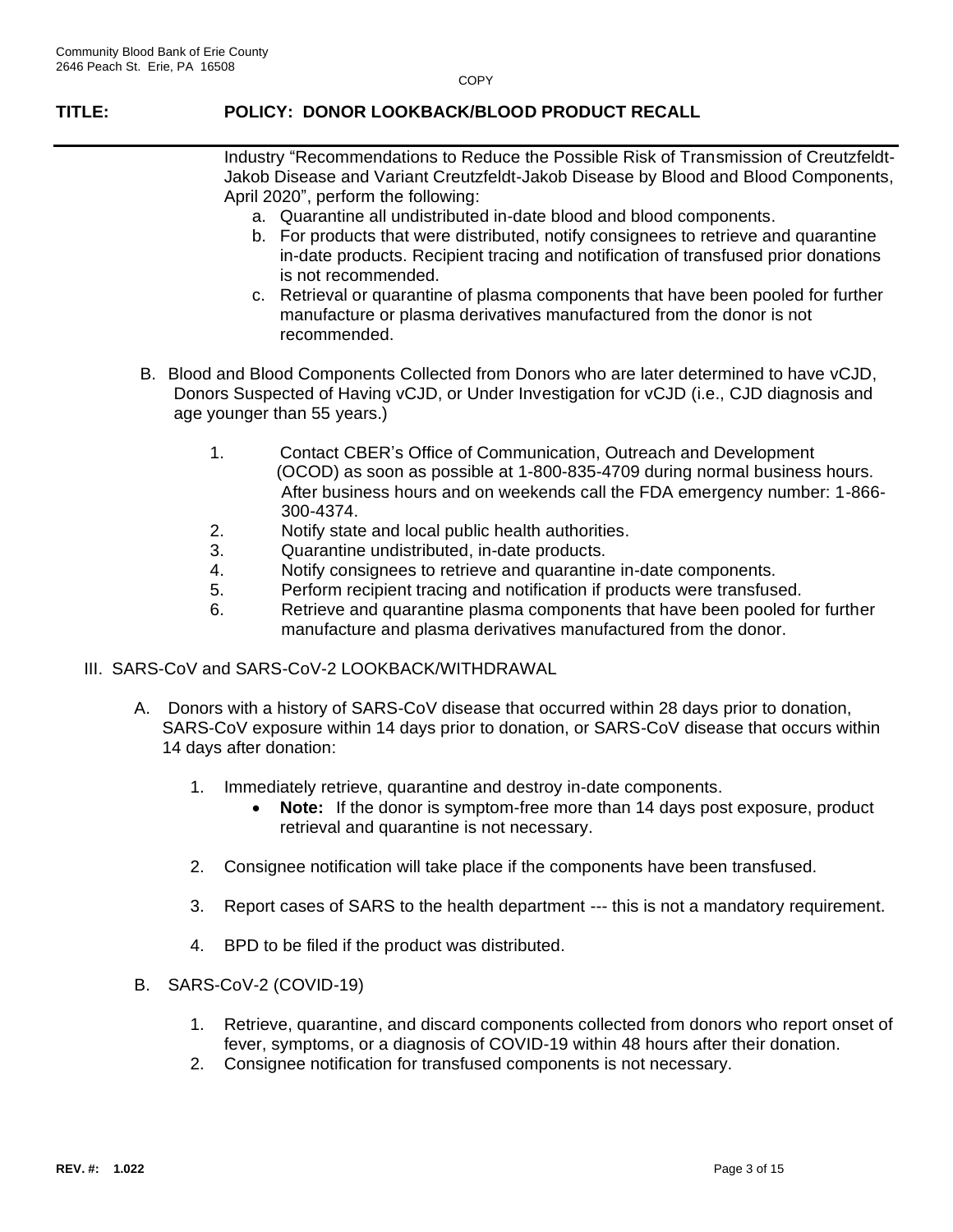Industry "Recommendations to Reduce the Possible Risk of Transmission of Creutzfeldt-Jakob Disease and Variant Creutzfeldt-Jakob Disease by Blood and Blood Components, April 2020", perform the following:

   a. Quarantine all undistributed in-date blood and blood components.
   b. For products that were distributed, notify consignees to retrieve and quarantine in-date products. Recipient tracing and notification of transfused prior donations is not recommended.
   c. Retrieval or quarantine of plasma components that have been pooled for further manufacture or plasma derivatives manufactured from the donor is not recommended.

B. Blood and Blood Components Collected from Donors who are later determined to have vCJD, Donors Suspected of Having vCJD, or Under Investigation for vCJD (i.e., CJD diagnosis and age younger than 55 years.)

   1. Contact CBER's Office of Communication, Outreach and Development (OCOD) as soon as possible at 1-800-835-4709 during normal business hours. After business hours and on weekends call the FDA emergency number: 1-866-300-4374.
   2. Notify state and local public health authorities.
   3. Quarantine undistributed, in-date products.
   4. Notify consignees to retrieve and quarantine in-date components.
   5. Perform recipient tracing and notification if products were transfused.
   6. Retrieve and quarantine plasma components that have been pooled for further manufacture and plasma derivatives manufactured from the donor.

III. SARS-CoV and SARS-CoV-2 LOOKBACK/WITHDRAWAL

A. Donors with a history of SARS-CoV disease that occurred within 28 days prior to donation, SARS-CoV exposure within 14 days prior to donation, or SARS-CoV disease that occurs within 14 days after donation:

   1. Immediately retrieve, quarantine and destroy in-date components.
      - **Note:** If the donor is symptom-free more than 14 days post exposure, product retrieval and quarantine is not necessary.

   2. Consignee notification will take place if the components have been transfused.

   3. Report cases of SARS to the health department --- this is not a mandatory requirement.

   4. BPD to be filed if the product was distributed.

B. SARS-CoV-2 (COVID-19)

   1. Retrieve, quarantine, and discard components collected from donors who report onset of fever, symptoms, or a diagnosis of COVID-19 within 48 hours after their donation.
   2. Consignee notification for transfused components is not necessary.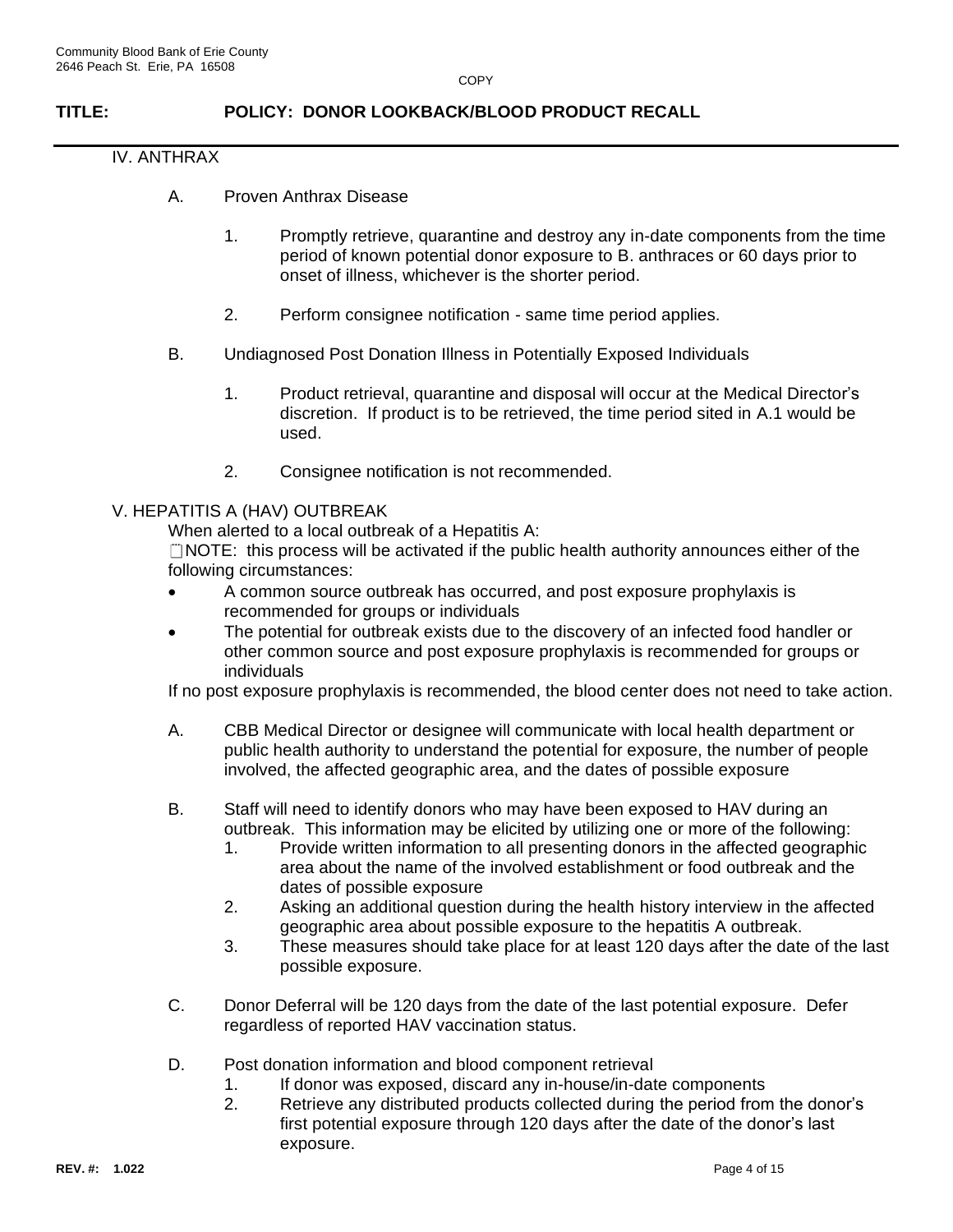## IV. ANTHRAX

A. Proven Anthrax Disease

1. Promptly retrieve, quarantine and destroy any in-date components from the time period of known potential donor exposure to B. anthraces or 60 days prior to onset of illness, whichever is the shorter period.

2. Perform consignee notification - same time period applies.

B. Undiagnosed Post Donation Illness in Potentially Exposed Individuals

1. Product retrieval, quarantine and disposal will occur at the Medical Director's discretion. If product is to be retrieved, the time period sited in A.1 would be used.

2. Consignee notification is not recommended.

## V. HEPATITIS A (HAV) OUTBREAK

When alerted to a local outbreak of a Hepatitis A:

NOTE: this process will be activated if the public health authority announces either of the following circumstances:

- A common source outbreak has occurred, and post exposure prophylaxis is recommended for groups or individuals
- The potential for outbreak exists due to the discovery of an infected food handler or other common source and post exposure prophylaxis is recommended for groups or individuals

If no post exposure prophylaxis is recommended, the blood center does not need to take action.

A. CBB Medical Director or designee will communicate with local health department or public health authority to understand the potential for exposure, the number of people involved, the affected geographic area, and the dates of possible exposure

B. Staff will need to identify donors who may have been exposed to HAV during an outbreak. This information may be elicited by utilizing one or more of the following:
   1. Provide written information to all presenting donors in the affected geographic area about the name of the involved establishment or food outbreak and the dates of possible exposure
   2. Asking an additional question during the health history interview in the affected geographic area about possible exposure to the hepatitis A outbreak.
   3. These measures should take place for at least 120 days after the date of the last possible exposure.

C. Donor Deferral will be 120 days from the date of the last potential exposure. Defer regardless of reported HAV vaccination status.

D. Post donation information and blood component retrieval
   1. If donor was exposed, discard any in-house/in-date components
   2. Retrieve any distributed products collected during the period from the donor's first potential exposure through 120 days after the date of the donor's last exposure.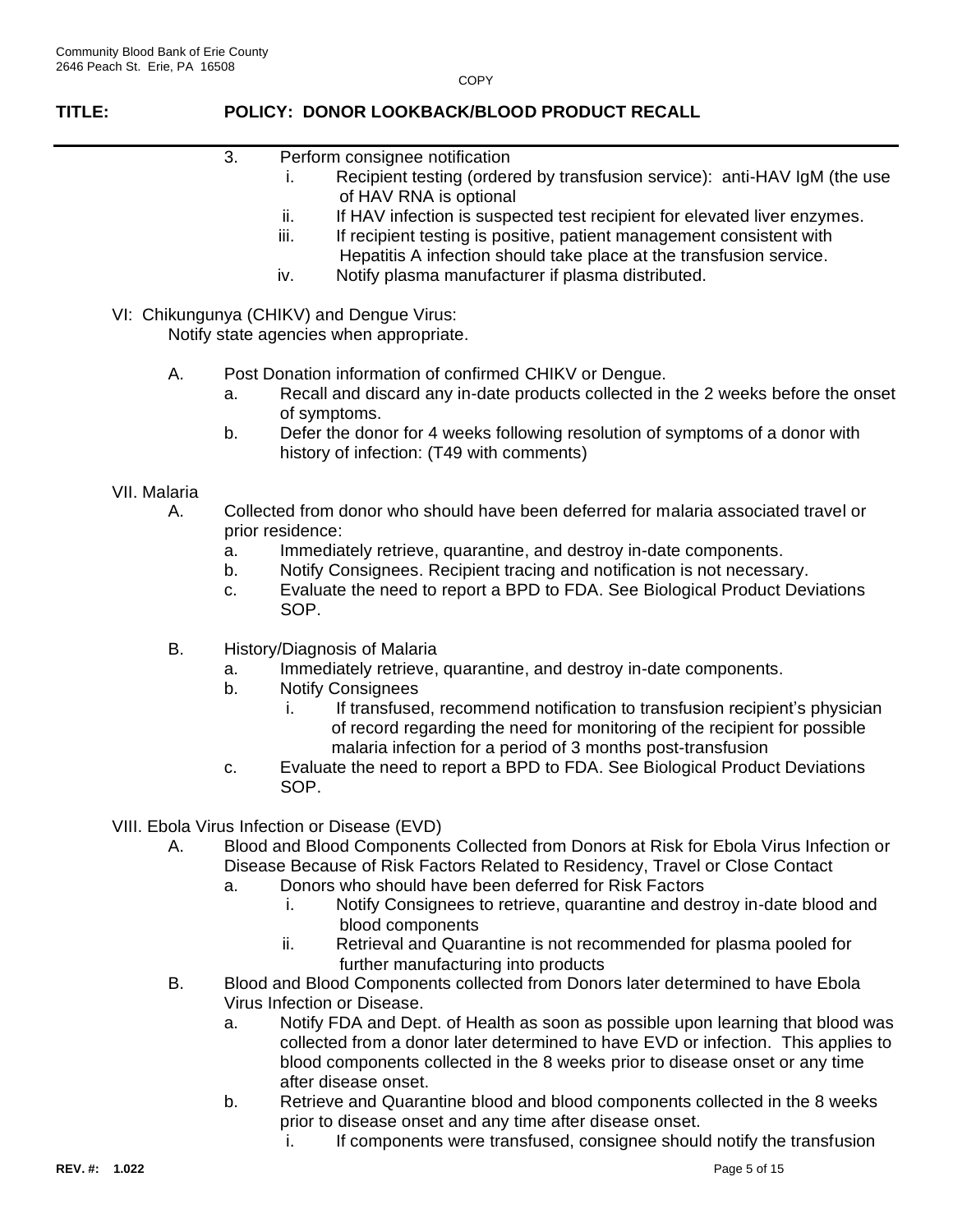3. Perform consignee notification
   i. Recipient testing (ordered by transfusion service): anti-HAV IgM (the use of HAV RNA is optional
   ii. If HAV infection is suspected test recipient for elevated liver enzymes.
   iii. If recipient testing is positive, patient management consistent with Hepatitis A infection should take place at the transfusion service.
   iv. Notify plasma manufacturer if plasma distributed.

VI: Chikungunya (CHIKV) and Dengue Virus:
Notify state agencies when appropriate.

A. Post Donation information of confirmed CHIKV or Dengue.
   a. Recall and discard any in-date products collected in the 2 weeks before the onset of symptoms.
   b. Defer the donor for 4 weeks following resolution of symptoms of a donor with history of infection: (T49 with comments)

VII. Malaria

A. Collected from donor who should have been deferred for malaria associated travel or prior residence:
   a. Immediately retrieve, quarantine, and destroy in-date components.
   b. Notify Consignees. Recipient tracing and notification is not necessary.
   c. Evaluate the need to report a BPD to FDA. See Biological Product Deviations SOP.

B. History/Diagnosis of Malaria
   a. Immediately retrieve, quarantine, and destroy in-date components.
   b. Notify Consignees
      i. If transfused, recommend notification to transfusion recipient's physician of record regarding the need for monitoring of the recipient for possible malaria infection for a period of 3 months post-transfusion
   c. Evaluate the need to report a BPD to FDA. See Biological Product Deviations SOP.

VIII. Ebola Virus Infection or Disease (EVD)

A. Blood and Blood Components Collected from Donors at Risk for Ebola Virus Infection or Disease Because of Risk Factors Related to Residency, Travel or Close Contact
   a. Donors who should have been deferred for Risk Factors
      i. Notify Consignees to retrieve, quarantine and destroy in-date blood and blood components
      ii. Retrieval and Quarantine is not recommended for plasma pooled for further manufacturing into products

B. Blood and Blood Components collected from Donors later determined to have Ebola Virus Infection or Disease.
   a. Notify FDA and Dept. of Health as soon as possible upon learning that blood was collected from a donor later determined to have EVD or infection. This applies to blood components collected in the 8 weeks prior to disease onset or any time after disease onset.
   b. Retrieve and Quarantine blood and blood components collected in the 8 weeks prior to disease onset and any time after disease onset.
      i. If components were transfused, consignee should notify the transfusion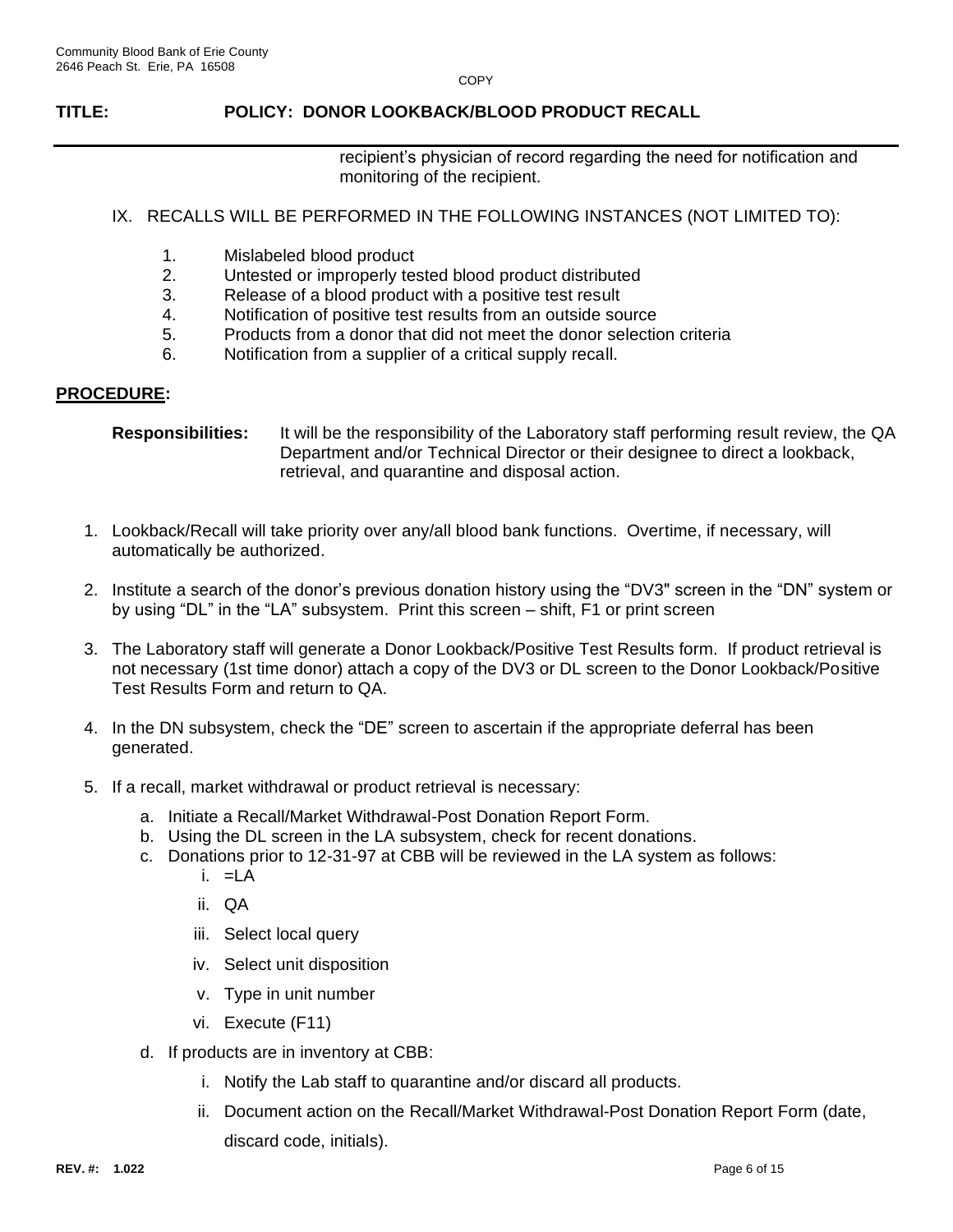recipient's physician of record regarding the need for notification and monitoring of the recipient.

IX. RECALLS WILL BE PERFORMED IN THE FOLLOWING INSTANCES (NOT LIMITED TO):

1. Mislabeled blood product
2. Untested or improperly tested blood product distributed
3. Release of a blood product with a positive test result
4. Notification of positive test results from an outside source
5. Products from a donor that did not meet the donor selection criteria
6. Notification from a supplier of a critical supply recall.

## PROCEDURE:

**Responsibilities:** It will be the responsibility of the Laboratory staff performing result review, the QA Department and/or Technical Director or their designee to direct a lookback, retrieval, and quarantine and disposal action.

1. Lookback/Recall will take priority over any/all blood bank functions. Overtime, if necessary, will automatically be authorized.
2. Institute a search of the donor's previous donation history using the "DV3" screen in the "DN" system or by using "DL" in the "LA" subsystem. Print this screen – shift, F1 or print screen
3. The Laboratory staff will generate a Donor Lookback/Positive Test Results form. If product retrieval is not necessary (1st time donor) attach a copy of the DV3 or DL screen to the Donor Lookback/Positive Test Results Form and return to QA.
4. In the DN subsystem, check the "DE" screen to ascertain if the appropriate deferral has been generated.
5. If a recall, market withdrawal or product retrieval is necessary:
   a. Initiate a Recall/Market Withdrawal-Post Donation Report Form.
   b. Using the DL screen in the LA subsystem, check for recent donations.
   c. Donations prior to 12-31-97 at CBB will be reviewed in the LA system as follows:
      i. =LA
      ii. QA
      iii. Select local query
      iv. Select unit disposition
      v. Type in unit number
      vi. Execute (F11)
   d. If products are in inventory at CBB:
      i. Notify the Lab staff to quarantine and/or discard all products.
      ii. Document action on the Recall/Market Withdrawal-Post Donation Report Form (date, discard code, initials).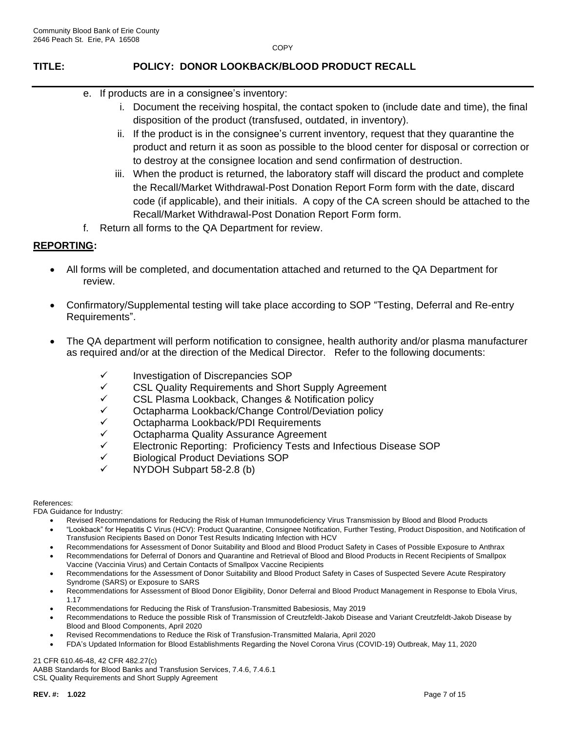e. If products are in a consignee's inventory:
   i. Document the receiving hospital, the contact spoken to (include date and time), the final disposition of the product (transfused, outdated, in inventory).
   ii. If the product is in the consignee's current inventory, request that they quarantine the product and return it as soon as possible to the blood center for disposal or correction or to destroy at the consignee location and send confirmation of destruction.
   iii. When the product is returned, the laboratory staff will discard the product and complete the Recall/Market Withdrawal-Post Donation Report Form form with the date, discard code (if applicable), and their initials. A copy of the CA screen should be attached to the Recall/Market Withdrawal-Post Donation Report Form form.

f. Return all forms to the QA Department for review.

## REPORTING:

- All forms will be completed, and documentation attached and returned to the QA Department for review.
- Confirmatory/Supplemental testing will take place according to SOP "Testing, Deferral and Re-entry Requirements".
- The QA department will perform notification to consignee, health authority and/or plasma manufacturer as required and/or at the direction of the Medical Director. Refer to the following documents:
  - ✓ Investigation of Discrepancies SOP
  - ✓ CSL Quality Requirements and Short Supply Agreement
  - ✓ CSL Plasma Lookback, Changes & Notification policy
  - ✓ Octapharma Lookback/Change Control/Deviation policy
  - ✓ Octapharma Lookback/PDI Requirements
  - ✓ Octapharma Quality Assurance Agreement
  - ✓ Electronic Reporting: Proficiency Tests and Infectious Disease SOP
  - ✓ Biological Product Deviations SOP
  - ✓ NYDOH Subpart 58-2.8 (b)

References:
FDA Guidance for Industry:

- Revised Recommendations for Reducing the Risk of Human Immunodeficiency Virus Transmission by Blood and Blood Products
- "Lookback" for Hepatitis C Virus (HCV): Product Quarantine, Consignee Notification, Further Testing, Product Disposition, and Notification of Transfusion Recipients Based on Donor Test Results Indicating Infection with HCV
- Recommendations for Assessment of Donor Suitability and Blood and Blood Product Safety in Cases of Possible Exposure to Anthrax
- Recommendations for Deferral of Donors and Quarantine and Retrieval of Blood and Blood Products in Recent Recipients of Smallpox Vaccine (Vaccinia Virus) and Certain Contacts of Smallpox Vaccine Recipients
- Recommendations for the Assessment of Donor Suitability and Blood Product Safety in Cases of Suspected Severe Acute Respiratory Syndrome (SARS) or Exposure to SARS
- Recommendations for Assessment of Blood Donor Eligibility, Donor Deferral and Blood Product Management in Response to Ebola Virus, 1.17
- Recommendations for Reducing the Risk of Transfusion-Transmitted Babesiosis, May 2019
- Recommendations to Reduce the possible Risk of Transmission of Creutzfeldt-Jakob Disease and Variant Creutzfeldt-Jakob Disease by Blood and Blood Components, April 2020
- Revised Recommendations to Reduce the Risk of Transfusion-Transmitted Malaria, April 2020
- FDA's Updated Information for Blood Establishments Regarding the Novel Corona Virus (COVID-19) Outbreak, May 11, 2020

21 CFR 610.46-48, 42 CFR 482.27(c)
AABB Standards for Blood Banks and Transfusion Services, 7.4.6, 7.4.6.1
CSL Quality Requirements and Short Supply Agreement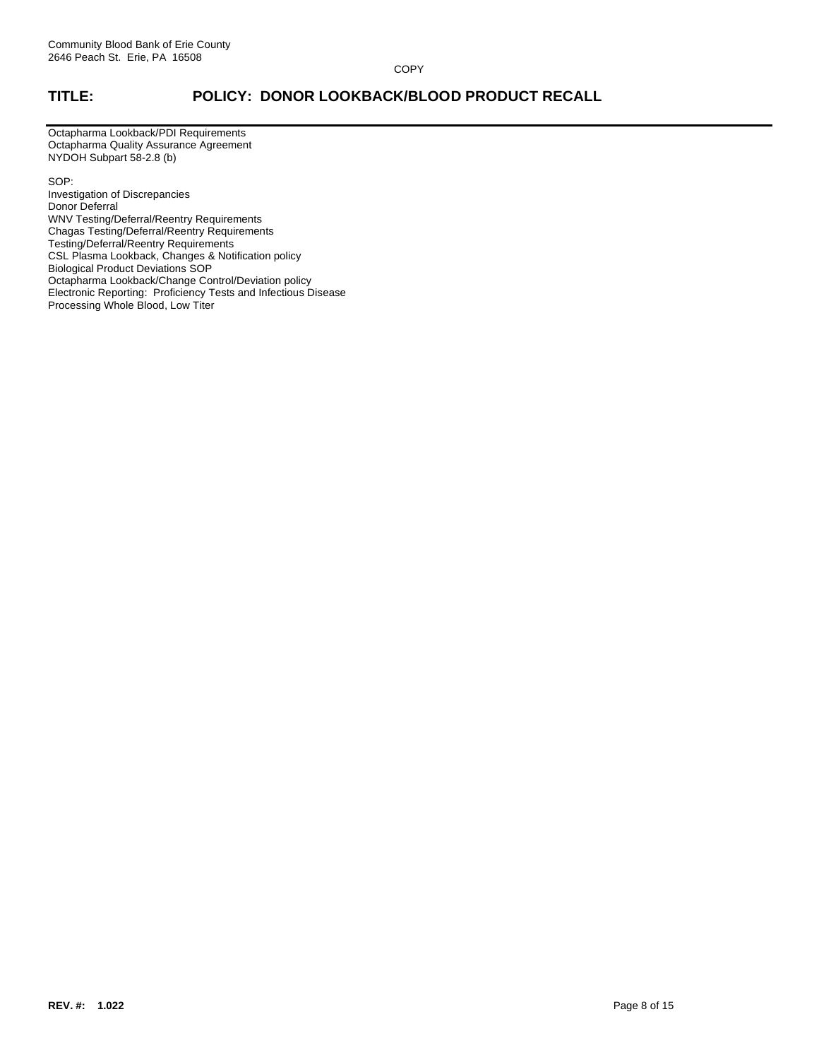Octapharma Lookback/PDI Requirements
Octapharma Quality Assurance Agreement
NYDOH Subpart 58-2.8 (b)

SOP:
Investigation of Discrepancies
Donor Deferral
WNV Testing/Deferral/Reentry Requirements
Chagas Testing/Deferral/Reentry Requirements
Testing/Deferral/Reentry Requirements
CSL Plasma Lookback, Changes & Notification policy
Biological Product Deviations SOP
Octapharma Lookback/Change Control/Deviation policy
Electronic Reporting: Proficiency Tests and Infectious Disease
Processing Whole Blood, Low Titer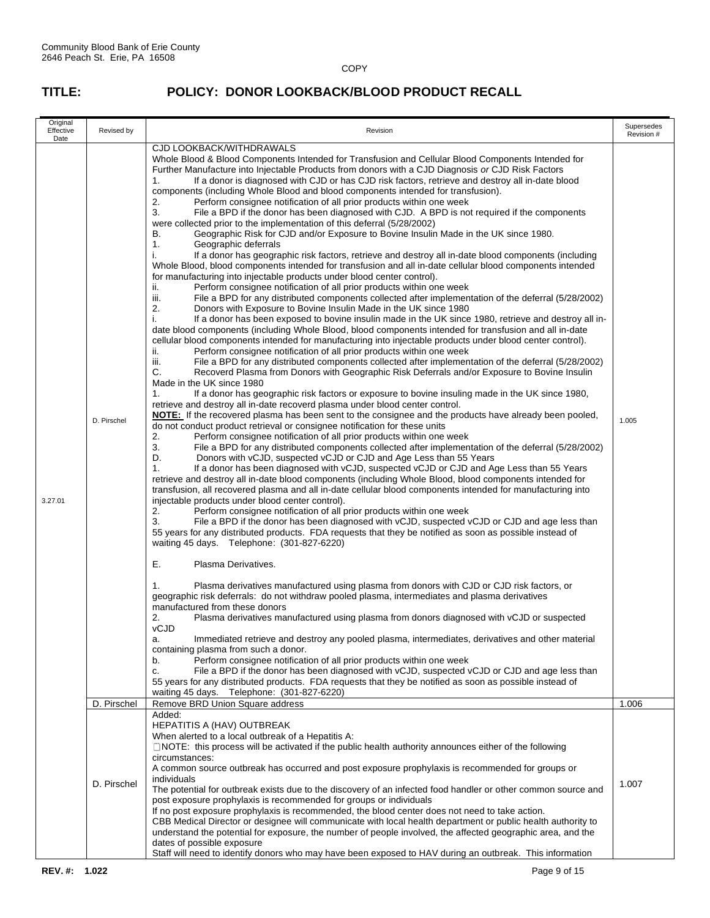Community Blood Bank of Erie County
2646 Peach St. Erie, PA 16508

COPY

# TITLE: POLICY: DONOR LOOKBACK/BLOOD PRODUCT RECALL

| Original Effective Date | Revised by | Revision | Supersedes Revision # |
|---|---|---|---|
| 3.27.01 | D. Pirschel | CJD LOOKBACK/WITHDRAWALS<br>Whole Blood & Blood Components Intended for Transfusion and Cellular Blood Components Intended for Further Manufacture into Injectable Products from donors with a CJD Diagnosis *or* CJD Risk Factors<br>1. If a donor is diagnosed with CJD or has CJD risk factors, retrieve and destroy all in-date blood components (including Whole Blood and blood components intended for transfusion).<br>2. Perform consignee notification of all prior products within one week<br>3. File a BPD if the donor has been diagnosed with CJD. A BPD is not required if the components were collected prior to the implementation of this deferral (5/28/2002)<br>B. Geographic Risk for CJD and/or Exposure to Bovine Insulin Made in the UK since 1980.<br>1. Geographic deferrals<br>i. If a donor has geographic risk factors, retrieve and destroy all in-date blood components (including Whole Blood, blood components intended for transfusion and all in-date cellular blood components intended for manufacturing into injectable products under blood center control).<br>ii. Perform consignee notification of all prior products within one week<br>iii. File a BPD for any distributed components collected after implementation of the deferral (5/28/2002)<br>2. Donors with Exposure to Bovine Insulin Made in the UK since 1980<br>i. If a donor has been exposed to bovine insulin made in the UK since 1980, retrieve and destroy all in-date blood components (including Whole Blood, blood components intended for transfusion and all in-date cellular blood components intended for manufacturing into injectable products under blood center control).<br>ii. Perform consignee notification of all prior products within one week<br>iii. File a BPD for any distributed components collected after implementation of the deferral (5/28/2002)<br>C. Recoverd Plasma from Donors with Geographic Risk Deferrals and/or Exposure to Bovine Insulin Made in the UK since 1980<br>1. If a donor has geographic risk factors or exposure to bovine insuling made in the UK since 1980, retrieve and destroy all in-date recoverd plasma under blood center control.<br>**NOTE:** If the recovered plasma has been sent to the consignee and the products have already been pooled, do not conduct product retrieval or consignee notification for these units<br>2. Perform consignee notification of all prior products within one week<br>3. File a BPD for any distributed components collected after implementation of the deferral (5/28/2002)<br>D. Donors with vCJD, suspected vCJD or CJD and Age Less than 55 Years<br>1. If a donor has been diagnosed with vCJD, suspected vCJD or CJD and Age Less than 55 Years retrieve and destroy all in-date blood components (including Whole Blood, blood components intended for transfusion, all recovered plasma and all in-date cellular blood components intended for manufacturing into injectable products under blood center control).<br>2. Perform consignee notification of all prior products within one week<br>3. File a BPD if the donor has been diagnosed with vCJD, suspected vCJD or CJD and age less than 55 years for any distributed products. FDA requests that they be notified as soon as possible instead of waiting 45 days. Telephone: (301-827-6220)<br><br>E. Plasma Derivatives.<br><br>1. Plasma derivatives manufactured using plasma from donors with CJD or CJD risk factors, or geographic risk deferrals: do not withdraw pooled plasma, intermediates and plasma derivatives manufactured from these donors<br>2. Plasma derivatives manufactured using plasma from donors diagnosed with vCJD or suspected vCJD<br>a. Immediated retrieve and destroy any pooled plasma, intermediates, derivatives and other material containing plasma from such a donor.<br>b. Perform consignee notification of all prior products within one week<br>c. File a BPD if the donor has been diagnosed with vCJD, suspected vCJD or CJD and age less than 55 years for any distributed products. FDA requests that they be notified as soon as possible instead of waiting 45 days. Telephone: (301-827-6220) | 1.005 |
| | D. Pirschel | Remove BRD Union Square address | 1.006 |
| | D. Pirschel | Added:<br>HEPATITIS A (HAV) OUTBREAK<br>When alerted to a local outbreak of a Hepatitis A:<br>NOTE: this process will be activated if the public health authority announces either of the following circumstances:<br>A common source outbreak has occurred and post exposure prophylaxis is recommended for groups or individuals<br>The potential for outbreak exists due to the discovery of an infected food handler or other common source and post exposure prophylaxis is recommended for groups or individuals<br>If no post exposure prophylaxis is recommended, the blood center does not need to take action.<br>CBB Medical Director or designee will communicate with local health department or public health authority to understand the potential for exposure, the number of people involved, the affected geographic area, and the dates of possible exposure<br>Staff will need to identify donors who may have been exposed to HAV during an outbreak. This information | 1.007 |

**REV. #: 1.022**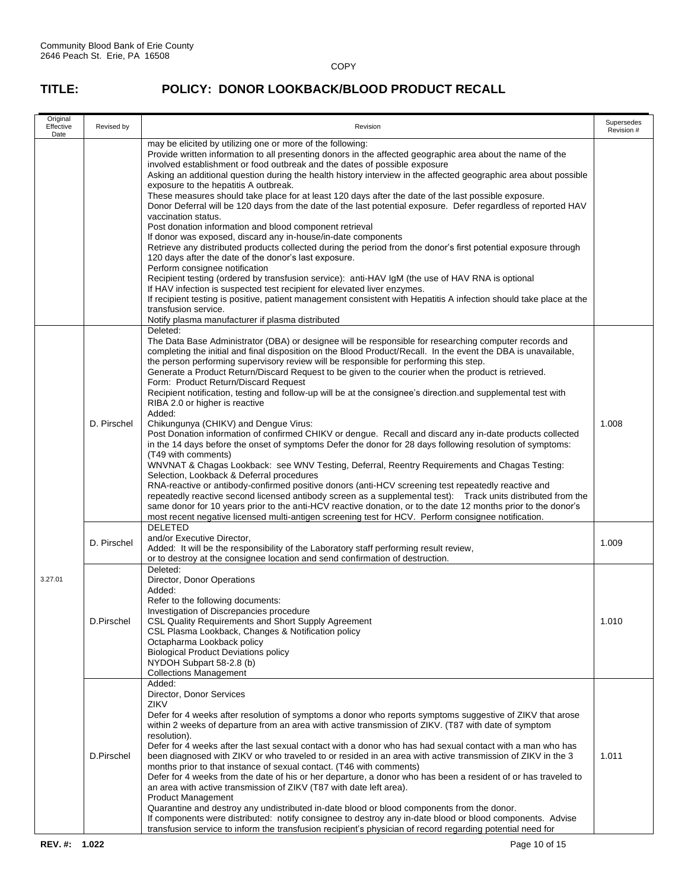Community Blood Bank of Erie County
2646 Peach St. Erie, PA 16508

COPY

# TITLE: POLICY: DONOR LOOKBACK/BLOOD PRODUCT RECALL

| Original Effective Date | Revised by | Revision | Supersedes Revision # |
|---|---|---|---|
| | | may be elicited by utilizing one or more of the following:<br>Provide written information to all presenting donors in the affected geographic area about the name of the involved establishment or food outbreak and the dates of possible exposure<br>Asking an additional question during the health history interview in the affected geographic area about possible exposure to the hepatitis A outbreak.<br>These measures should take place for at least 120 days after the date of the last possible exposure.<br>Donor Deferral will be 120 days from the date of the last potential exposure. Defer regardless of reported HAV vaccination status.<br>Post donation information and blood component retrieval<br>If donor was exposed, discard any in-house/in-date components<br>Retrieve any distributed products collected during the period from the donor's first potential exposure through 120 days after the date of the donor's last exposure.<br>Perform consignee notification<br>Recipient testing (ordered by transfusion service): anti-HAV IgM (the use of HAV RNA is optional<br>If HAV infection is suspected test recipient for elevated liver enzymes.<br>If recipient testing is positive, patient management consistent with Hepatitis A infection should take place at the transfusion service.<br>Notify plasma manufacturer if plasma distributed | |
| 3.27.01 | D. Pirschel | Deleted:<br>The Data Base Administrator (DBA) or designee will be responsible for researching computer records and completing the initial and final disposition on the Blood Product/Recall. In the event the DBA is unavailable, the person performing supervisory review will be responsible for performing this step.<br>Generate a Product Return/Discard Request to be given to the courier when the product is retrieved.<br>Form: Product Return/Discard Request<br>Recipient notification, testing and follow-up will be at the consignee's direction.and supplemental test with RIBA 2.0 or higher is reactive<br>Added:<br>Chikungunya (CHIKV) and Dengue Virus:<br>Post Donation information of confirmed CHIKV or dengue. Recall and discard any in-date products collected in the 14 days before the onset of symptoms Defer the donor for 28 days following resolution of symptoms: (T49 with comments)<br>WNVNAT & Chagas Lookback: see WNV Testing, Deferral, Reentry Requirements and Chagas Testing: Selection, Lookback & Deferral procedures<br>RNA-reactive or antibody-confirmed positive donors (anti-HCV screening test repeatedly reactive and repeatedly reactive second licensed antibody screen as a supplemental test): Track units distributed from the same donor for 10 years prior to the anti-HCV reactive donation, or to the date 12 months prior to the donor's most recent negative licensed multi-antigen screening test for HCV. Perform consignee notification. | 1.008 |
| | D. Pirschel | DELETED<br>and/or Executive Director,<br>Added: It will be the responsibility of the Laboratory staff performing result review,<br>or to destroy at the consignee location and send confirmation of destruction. | 1.009 |
| | D.Pirschel | Deleted:<br>Director, Donor Operations<br>Added:<br>Refer to the following documents:<br>Investigation of Discrepancies procedure<br>CSL Quality Requirements and Short Supply Agreement<br>CSL Plasma Lookback, Changes & Notification policy<br>Octapharma Lookback policy<br>Biological Product Deviations policy<br>NYDOH Subpart 58-2.8 (b)<br>Collections Management | 1.010 |
| | D.Pirschel | Added:<br>Director, Donor Services<br>ZIKV<br>Defer for 4 weeks after resolution of symptoms a donor who reports symptoms suggestive of ZIKV that arose within 2 weeks of departure from an area with active transmission of ZIKV. (T87 with date of symptom resolution).<br>Defer for 4 weeks after the last sexual contact with a donor who has had sexual contact with a man who has been diagnosed with ZIKV or who traveled to or resided in an area with active transmission of ZIKV in the 3 months prior to that instance of sexual contact. (T46 with comments)<br>Defer for 4 weeks from the date of his or her departure, a donor who has been a resident of or has traveled to an area with active transmission of ZIKV (T87 with date left area).<br>Product Management<br>Quarantine and destroy any undistributed in-date blood or blood components from the donor.<br>If components were distributed: notify consignee to destroy any in-date blood or blood components. Advise transfusion service to inform the transfusion recipient's physician of record regarding potential need for | 1.011 |

**REV. #: 1.022**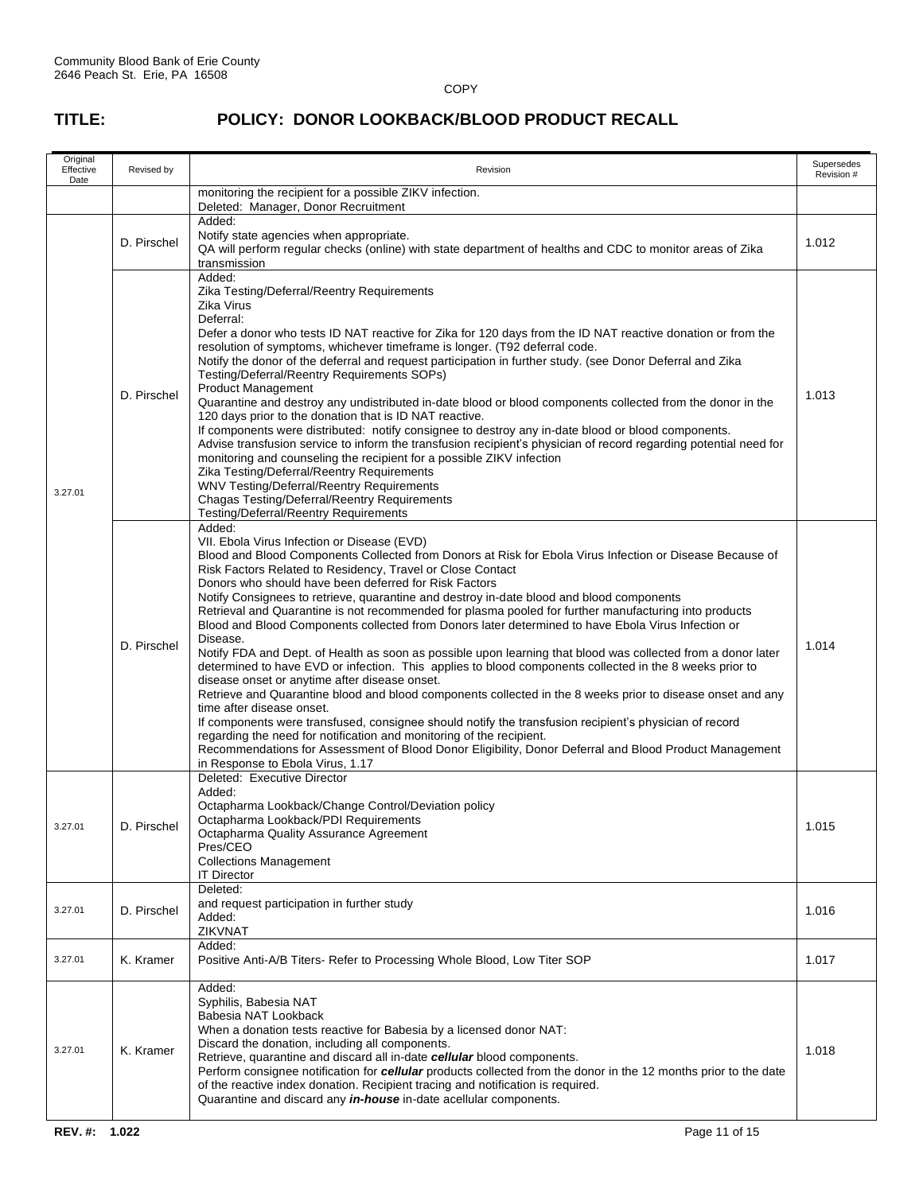Community Blood Bank of Erie County
2646 Peach St. Erie, PA 16508

COPY

# TITLE: POLICY: DONOR LOOKBACK/BLOOD PRODUCT RECALL

| Original Effective Date | Revised by | Revision | Supersedes Revision # |
|---|---|---|---|
| | | monitoring the recipient for a possible ZIKV infection.<br>Deleted: Manager, Donor Recruitment | |
| | D. Pirschel | Added:<br>Notify state agencies when appropriate.<br>QA will perform regular checks (online) with state department of healths and CDC to monitor areas of Zika transmission | 1.012 |
| 3.27.01 | D. Pirschel | Added:<br>Zika Testing/Deferral/Reentry Requirements<br>Zika Virus<br>Deferral:<br>Defer a donor who tests ID NAT reactive for Zika for 120 days from the ID NAT reactive donation or from the resolution of symptoms, whichever timeframe is longer. (T92 deferral code.<br>Notify the donor of the deferral and request participation in further study. (see Donor Deferral and Zika Testing/Deferral/Reentry Requirements SOPs)<br>Product Management<br>Quarantine and destroy any undistributed in-date blood or blood components collected from the donor in the 120 days prior to the donation that is ID NAT reactive.<br>If components were distributed: notify consignee to destroy any in-date blood or blood components.<br>Advise transfusion service to inform the transfusion recipient's physician of record regarding potential need for monitoring and counseling the recipient for a possible ZIKV infection<br>Zika Testing/Deferral/Reentry Requirements<br>WNV Testing/Deferral/Reentry Requirements<br>Chagas Testing/Deferral/Reentry Requirements<br>Testing/Deferral/Reentry Requirements | 1.013 |
| | D. Pirschel | Added:<br>VII. Ebola Virus Infection or Disease (EVD)<br>Blood and Blood Components Collected from Donors at Risk for Ebola Virus Infection or Disease Because of Risk Factors Related to Residency, Travel or Close Contact<br>Donors who should have been deferred for Risk Factors<br>Notify Consignees to retrieve, quarantine and destroy in-date blood and blood components<br>Retrieval and Quarantine is not recommended for plasma pooled for further manufacturing into products<br>Blood and Blood Components collected from Donors later determined to have Ebola Virus Infection or Disease.<br>Notify FDA and Dept. of Health as soon as possible upon learning that blood was collected from a donor later determined to have EVD or infection. This applies to blood components collected in the 8 weeks prior to disease onset or anytime after disease onset.<br>Retrieve and Quarantine blood and blood components collected in the 8 weeks prior to disease onset and any time after disease onset.<br>If components were transfused, consignee should notify the transfusion recipient's physician of record regarding the need for notification and monitoring of the recipient.<br>Recommendations for Assessment of Blood Donor Eligibility, Donor Deferral and Blood Product Management in Response to Ebola Virus, 1.17 | 1.014 |
| 3.27.01 | D. Pirschel | Deleted: Executive Director<br>Added:<br>Octapharma Lookback/Change Control/Deviation policy<br>Octapharma Lookback/PDI Requirements<br>Octapharma Quality Assurance Agreement<br>Pres/CEO<br>Collections Management<br>IT Director | 1.015 |
| 3.27.01 | D. Pirschel | Deleted:<br>and request participation in further study<br>Added:<br>ZIKVNAT | 1.016 |
| 3.27.01 | K. Kramer | Added:<br>Positive Anti-A/B Titers- Refer to Processing Whole Blood, Low Titer SOP | 1.017 |
| 3.27.01 | K. Kramer | Added:<br>Syphilis, Babesia NAT<br>Babesia NAT Lookback<br>When a donation tests reactive for Babesia by a licensed donor NAT:<br>Discard the donation, including all components.<br>Retrieve, quarantine and discard all in-date ***cellular*** blood components.<br>Perform consignee notification for ***cellular*** products collected from the donor in the 12 months prior to the date of the reactive index donation. Recipient tracing and notification is required.<br>Quarantine and discard any ***in-house*** in-date acellular components. | 1.018 |

**REV. #: 1.022**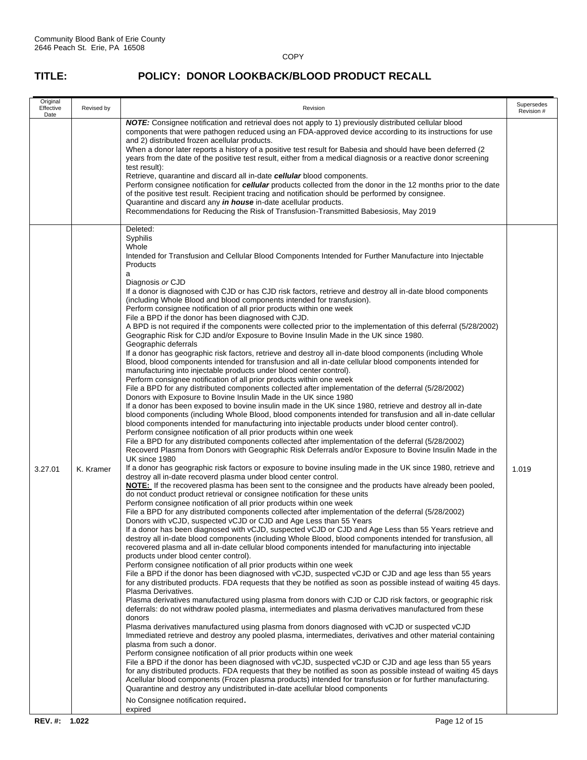Community Blood Bank of Erie County
2646 Peach St. Erie, PA 16508

COPY

# TITLE: POLICY: DONOR LOOKBACK/BLOOD PRODUCT RECALL

| Original Effective Date | Revised by | Revision | Supersedes Revision # |
|---|---|---|---|
| | | ***NOTE:*** Consignee notification and retrieval does not apply to 1) previously distributed cellular blood components that were pathogen reduced using an FDA-approved device according to its instructions for use and 2) distributed frozen acellular products.<br>When a donor later reports a history of a positive test result for Babesia and should have been deferred (2 years from the date of the positive test result, either from a medical diagnosis or a reactive donor screening test result):<br>Retrieve, quarantine and discard all in-date ***cellular*** blood components.<br>Perform consignee notification for ***cellular*** products collected from the donor in the 12 months prior to the date of the positive test result. Recipient tracing and notification should be performed by consignee.<br>Quarantine and discard any ***in house*** in-date acellular products.<br>Recommendations for Reducing the Risk of Transfusion-Transmitted Babesiosis, May 2019 | |
| 3.27.01 | K. Kramer | Deleted:<br>Syphilis<br>Whole<br>Intended for Transfusion and Cellular Blood Components Intended for Further Manufacture into Injectable Products<br>a<br>Diagnosis *or* CJD<br>If a donor is diagnosed with CJD or has CJD risk factors, retrieve and destroy all in-date blood components (including Whole Blood and blood components intended for transfusion).<br>Perform consignee notification of all prior products within one week<br>File a BPD if the donor has been diagnosed with CJD.<br>A BPD is not required if the components were collected prior to the implementation of this deferral (5/28/2002)<br>Geographic Risk for CJD and/or Exposure to Bovine Insulin Made in the UK since 1980.<br>Geographic deferrals<br>If a donor has geographic risk factors, retrieve and destroy all in-date blood components (including Whole Blood, blood components intended for transfusion and all in-date cellular blood components intended for manufacturing into injectable products under blood center control).<br>Perform consignee notification of all prior products within one week<br>File a BPD for any distributed components collected after implementation of the deferral (5/28/2002)<br>Donors with Exposure to Bovine Insulin Made in the UK since 1980<br>If a donor has been exposed to bovine insulin made in the UK since 1980, retrieve and destroy all in-date blood components (including Whole Blood, blood components intended for transfusion and all in-date cellular blood components intended for manufacturing into injectable products under blood center control).<br>Perform consignee notification of all prior products within one week<br>File a BPD for any distributed components collected after implementation of the deferral (5/28/2002)<br>Recoverd Plasma from Donors with Geographic Risk Deferrals and/or Exposure to Bovine Insulin Made in the UK since 1980<br>If a donor has geographic risk factors or exposure to bovine insuling made in the UK since 1980, retrieve and destroy all in-date recoverd plasma under blood center control.<br>**<u>NOTE:</u>** If the recovered plasma has been sent to the consignee and the products have already been pooled, do not conduct product retrieval or consignee notification for these units<br>Perform consignee notification of all prior products within one week<br>File a BPD for any distributed components collected after implementation of the deferral (5/28/2002)<br>Donors with vCJD, suspected vCJD or CJD and Age Less than 55 Years<br>If a donor has been diagnosed with vCJD, suspected vCJD or CJD and Age Less than 55 Years retrieve and destroy all in-date blood components (including Whole Blood, blood components intended for transfusion, all recovered plasma and all in-date cellular blood components intended for manufacturing into injectable products under blood center control).<br>Perform consignee notification of all prior products within one week<br>File a BPD if the donor has been diagnosed with vCJD, suspected vCJD or CJD and age less than 55 years for any distributed products. FDA requests that they be notified as soon as possible instead of waiting 45 days.<br>Plasma Derivatives.<br>Plasma derivatives manufactured using plasma from donors with CJD or CJD risk factors, or geographic risk deferrals: do not withdraw pooled plasma, intermediates and plasma derivatives manufactured from these donors<br>Plasma derivatives manufactured using plasma from donors diagnosed with vCJD or suspected vCJD<br>Immediated retrieve and destroy any pooled plasma, intermediates, derivatives and other material containing plasma from such a donor.<br>Perform consignee notification of all prior products within one week<br>File a BPD if the donor has been diagnosed with vCJD, suspected vCJD or CJD and age less than 55 years for any distributed products. FDA requests that they be notified as soon as possible instead of waiting 45 days<br>Acellular blood components (Frozen plasma products) intended for transfusion or for further manufacturing.<br>Quarantine and destroy any undistributed in-date acellular blood components<br>No Consignee notification required.<br>expired | 1.019 |

**REV. #: 1.022**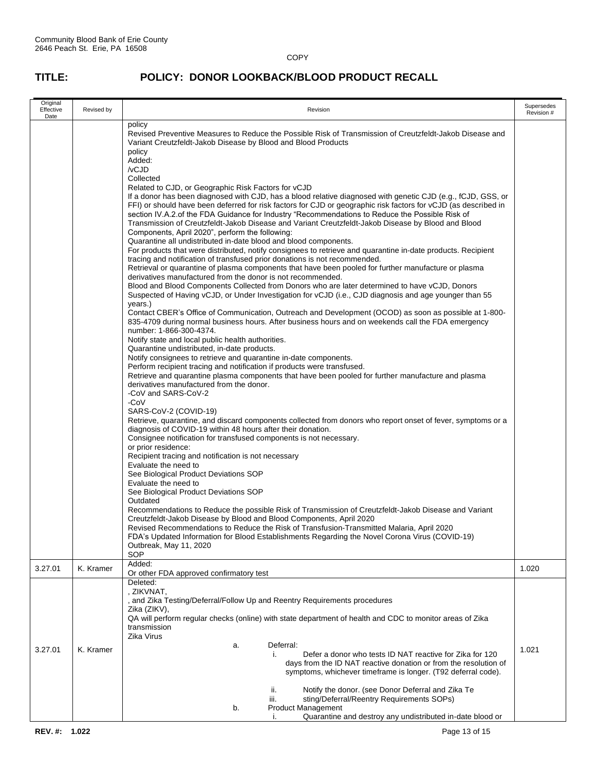Community Blood Bank of Erie County
2646 Peach St. Erie, PA 16508

COPY

# TITLE: POLICY: DONOR LOOKBACK/BLOOD PRODUCT RECALL

| Original Effective Date | Revised by | Revision | Supersedes Revision # |
|---|---|---|---|
| | | policy<br>Revised Preventive Measures to Reduce the Possible Risk of Transmission of Creutzfeldt-Jakob Disease and Variant Creutzfeldt-Jakob Disease by Blood and Blood Products<br>policy<br>Added:<br>/vCJD<br>Collected<br>Related to CJD, or Geographic Risk Factors for vCJD<br>If a donor has been diagnosed with CJD, has a blood relative diagnosed with genetic CJD (e.g., fCJD, GSS, or FFI) or should have been deferred for risk factors for CJD or geographic risk factors for vCJD (as described in section IV.A.2.of the FDA Guidance for Industry "Recommendations to Reduce the Possible Risk of Transmission of Creutzfeldt-Jakob Disease and Variant Creutzfeldt-Jakob Disease by Blood and Blood Components, April 2020", perform the following:<br>Quarantine all undistributed in-date blood and blood components.<br>For products that were distributed, notify consignees to retrieve and quarantine in-date products. Recipient tracing and notification of transfused prior donations is not recommended.<br>Retrieval or quarantine of plasma components that have been pooled for further manufacture or plasma derivatives manufactured from the donor is not recommended.<br>Blood and Blood Components Collected from Donors who are later determined to have vCJD, Donors Suspected of Having vCJD, or Under Investigation for vCJD (i.e., CJD diagnosis and age younger than 55 years.)<br>Contact CBER's Office of Communication, Outreach and Development (OCOD) as soon as possible at 1-800-835-4709 during normal business hours. After business hours and on weekends call the FDA emergency number: 1-866-300-4374.<br>Notify state and local public health authorities.<br>Quarantine undistributed, in-date products.<br>Notify consignees to retrieve and quarantine in-date components.<br>Perform recipient tracing and notification if products were transfused.<br>Retrieve and quarantine plasma components that have been pooled for further manufacture and plasma derivatives manufactured from the donor.<br>-CoV and SARS-CoV-2<br>-CoV<br>SARS-CoV-2 (COVID-19)<br>Retrieve, quarantine, and discard components collected from donors who report onset of fever, symptoms or a diagnosis of COVID-19 within 48 hours after their donation.<br>Consignee notification for transfused components is not necessary.<br>or prior residence:<br>Recipient tracing and notification is not necessary<br>Evaluate the need to<br>See Biological Product Deviations SOP<br>Evaluate the need to<br>See Biological Product Deviations SOP<br>Outdated<br>Recommendations to Reduce the possible Risk of Transmission of Creutzfeldt-Jakob Disease and Variant Creutzfeldt-Jakob Disease by Blood and Blood Components, April 2020<br>Revised Recommendations to Reduce the Risk of Transfusion-Transmitted Malaria, April 2020<br>FDA's Updated Information for Blood Establishments Regarding the Novel Corona Virus (COVID-19) Outbreak, May 11, 2020<br>SOP | |
| 3.27.01 | K. Kramer | Added:<br>Or other FDA approved confirmatory test | 1.020 |
| 3.27.01 | K. Kramer | Deleted:<br>, ZIKVNAT,<br>, and Zika Testing/Deferral/Follow Up and Reentry Requirements procedures<br>Zika (ZIKV),<br>QA will perform regular checks (online) with state department of health and CDC to monitor areas of Zika transmission<br>Zika Virus<br>a. Deferral:<br>i. Defer a donor who tests ID NAT reactive for Zika for 120 days from the ID NAT reactive donation or from the resolution of symptoms, whichever timeframe is longer. (T92 deferral code).<br>ii. Notify the donor. (see Donor Deferral and Zika Te<br>iii. sting/Deferral/Reentry Requirements SOPs)<br>b. Product Management<br>i. Quarantine and destroy any undistributed in-date blood or | 1.021 |

**REV. #: 1.022**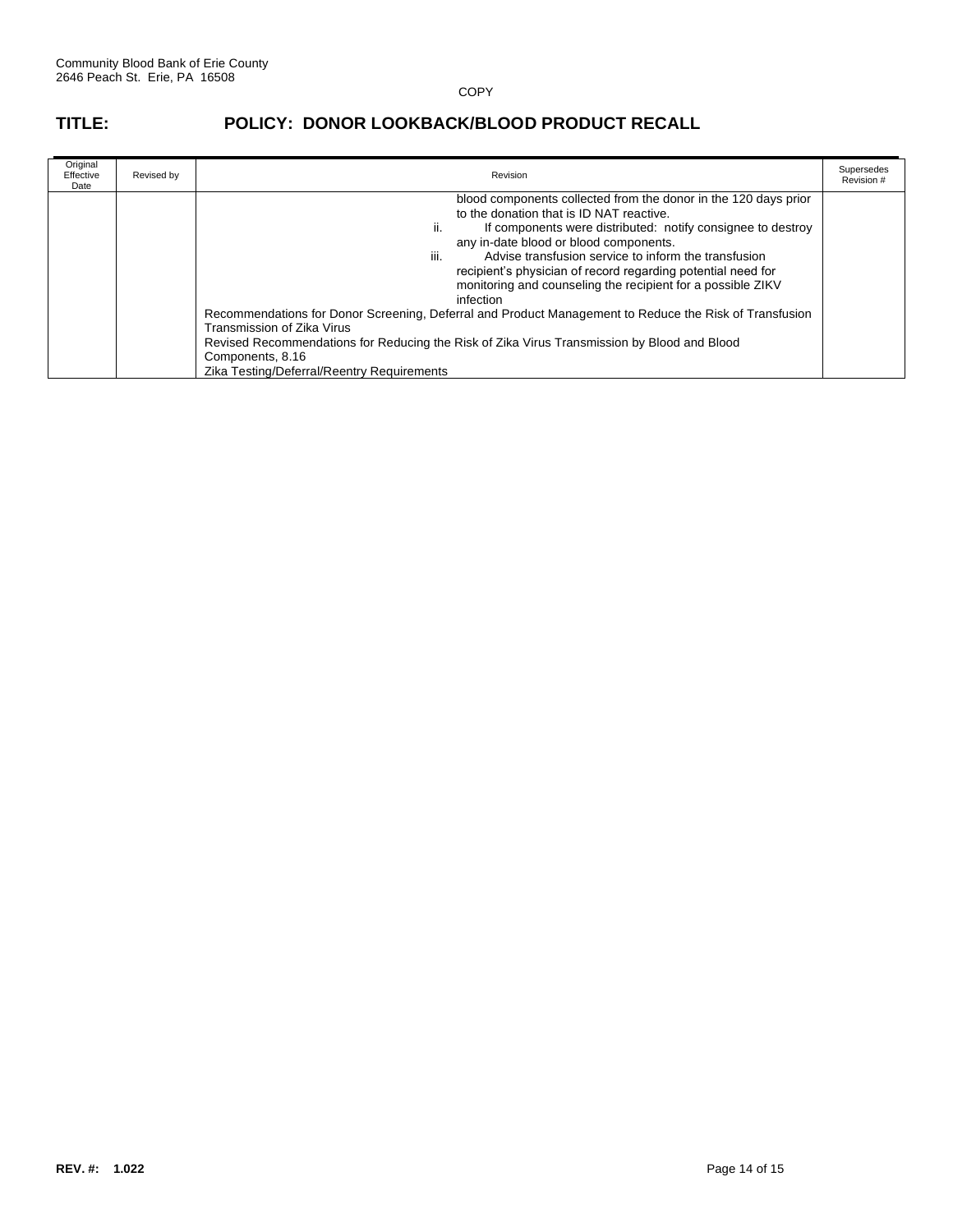Community Blood Bank of Erie County
2646 Peach St. Erie, PA 16508

COPY

# TITLE: POLICY: DONOR LOOKBACK/BLOOD PRODUCT RECALL

| Original Effective Date | Revised by | Revision | Supersedes Revision # |
|---|---|---|---|
| | | blood components collected from the donor in the 120 days prior to the donation that is ID NAT reactive.<br>ii. If components were distributed: notify consignee to destroy any in-date blood or blood components.<br>iii. Advise transfusion service to inform the transfusion recipient's physician of record regarding potential need for monitoring and counseling the recipient for a possible ZIKV infection<br>Recommendations for Donor Screening, Deferral and Product Management to Reduce the Risk of Transfusion Transmission of Zika Virus<br>Revised Recommendations for Reducing the Risk of Zika Virus Transmission by Blood and Blood Components, 8.16<br>Zika Testing/Deferral/Reentry Requirements | |

**REV. #: 1.022**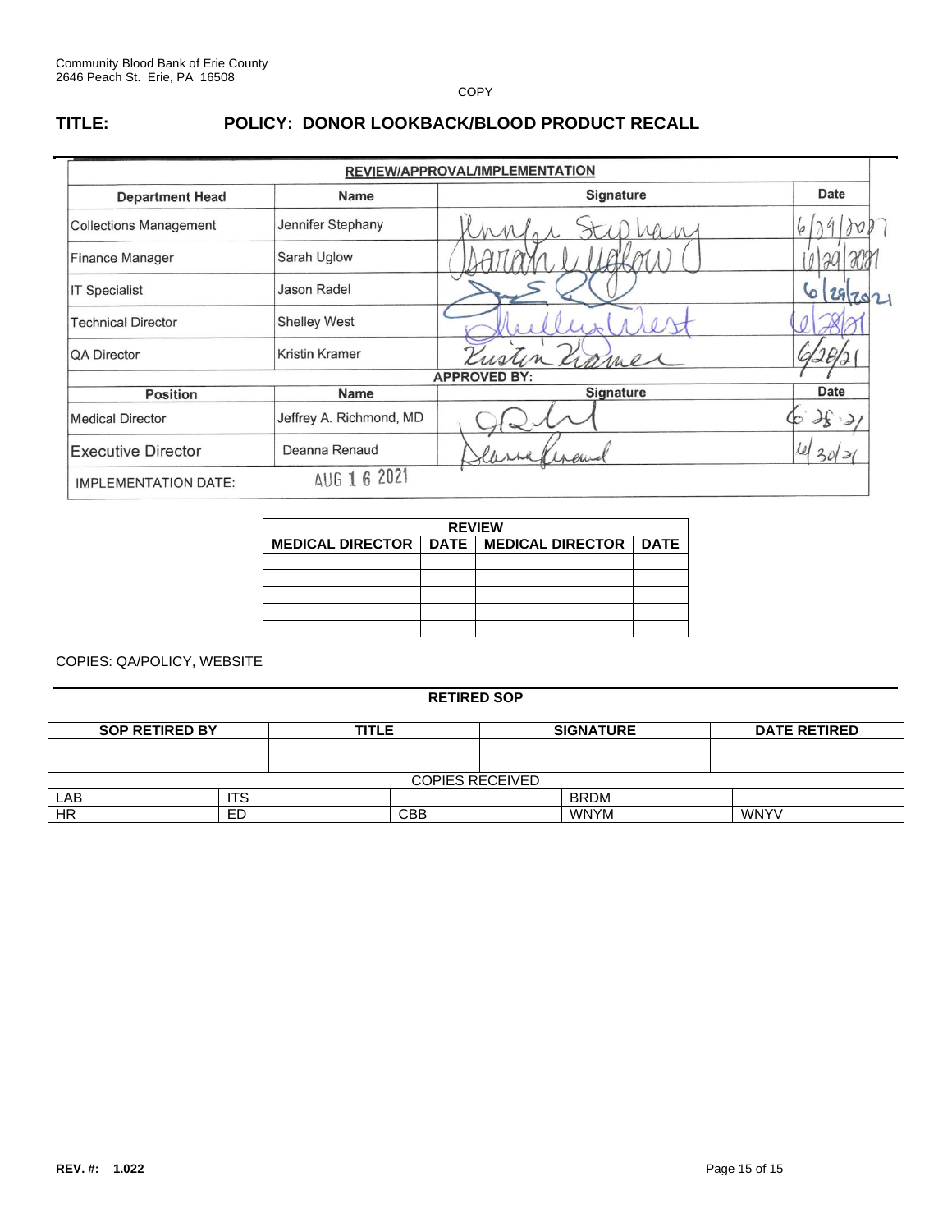Community Blood Bank of Erie County
2646 Peach St. Erie, PA 16508

COPY

# TITLE: POLICY: DONOR LOOKBACK/BLOOD PRODUCT RECALL

| REVIEW/APPROVAL/IMPLEMENTATION | | | |
|---|---|---|---|
| **Department Head** | **Name** | **Signature** | **Date** |
| Collections Management | Jennifer Stephany | Jennifer Stephany | 6/29/2021 |
| Finance Manager | Sarah Uglow | Sarah Uglow | 6/29/2021 |
| IT Specialist | Jason Radel | [signature] | 6/29/2021 |
| Technical Director | Shelley West | Shelley West | 6/28/21 |
| QA Director | Kristin Kramer | Kristin Kramer | 6/28/21 |
| **APPROVED BY:** | | | |
| **Position** | **Name** | **Signature** | **Date** |
| Medical Director | Jeffrey A. Richmond, MD | [signature] | 6-28-21 |
| Executive Director | Deanna Renaud | Deanna Renaud | 6/30/21 |
| IMPLEMENTATION DATE: | AUG 16 2021 | | |

| REVIEW | | | |
|---|---|---|---|
| **MEDICAL DIRECTOR** | **DATE** | **MEDICAL DIRECTOR** | **DATE** |
| | | | |
| | | | |
| | | | |
| | | | |
| | | | |

COPIES: QA/POLICY, WEBSITE

**RETIRED SOP**

| SOP RETIRED BY | TITLE | SIGNATURE | DATE RETIRED |
|---|---|---|---|
| | | | |

| COPIES RECEIVED | | | | |
|---|---|---|---|---|
| LAB | ITS | | BRDM | |
| HR | ED | CBB | WNYM | WNYV |

**REV. #: 1.022**